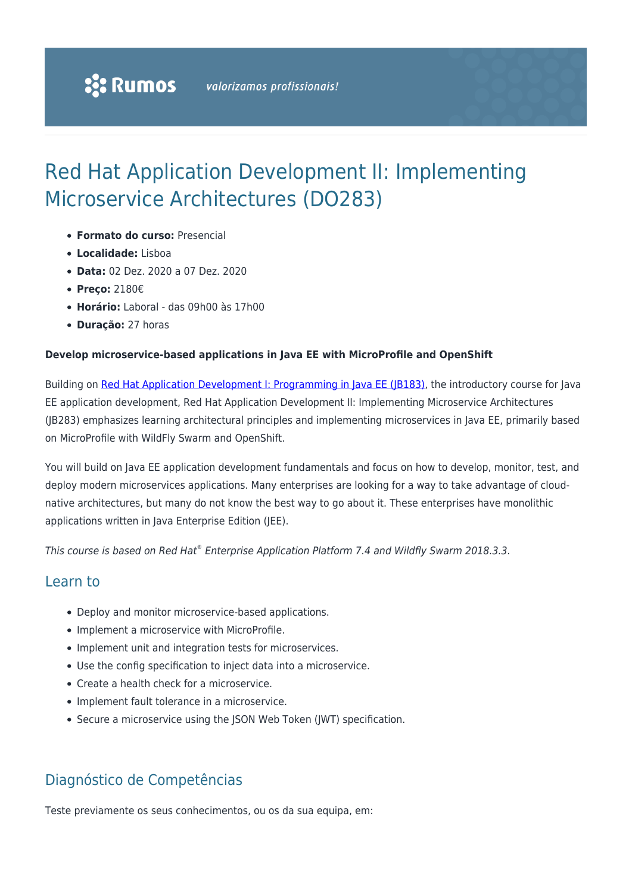# Red Hat Application Development II: Implementing Microservice Architectures (DO283)

- **Formato do curso:** Presencial
- **Localidade:** Lisboa
- **Data:** 02 Dez. 2020 a 07 Dez. 2020
- **Preço:** 2180€
- **Horário:** Laboral - das 09h00 às 17h00
- **Duração:** 27 horas

**Develop microservice-based applications in Java EE with MicroProfile and OpenShift**

Building on [Red Hat Application Development I: Programming in Java EE (JB183)](), the introductory course for Java EE application development, Red Hat Application Development II: Implementing Microservice Architectures (JB283) emphasizes learning architectural principles and implementing microservices in Java EE, primarily based on MicroProfile with WildFly Swarm and OpenShift.

You will build on Java EE application development fundamentals and focus on how to develop, monitor, test, and deploy modern microservices applications. Many enterprises are looking for a way to take advantage of cloud-native architectures, but many do not know the best way to go about it. These enterprises have monolithic applications written in Java Enterprise Edition (JEE).

*This course is based on Red Hat® Enterprise Application Platform 7.4 and Wildfly Swarm 2018.3.3.*

## Learn to

- Deploy and monitor microservice-based applications.
- Implement a microservice with MicroProfile.
- Implement unit and integration tests for microservices.
- Use the config specification to inject data into a microservice.
- Create a health check for a microservice.
- Implement fault tolerance in a microservice.
- Secure a microservice using the JSON Web Token (JWT) specification.

## Diagnóstico de Competências

Teste previamente os seus conhecimentos, ou os da sua equipa, em: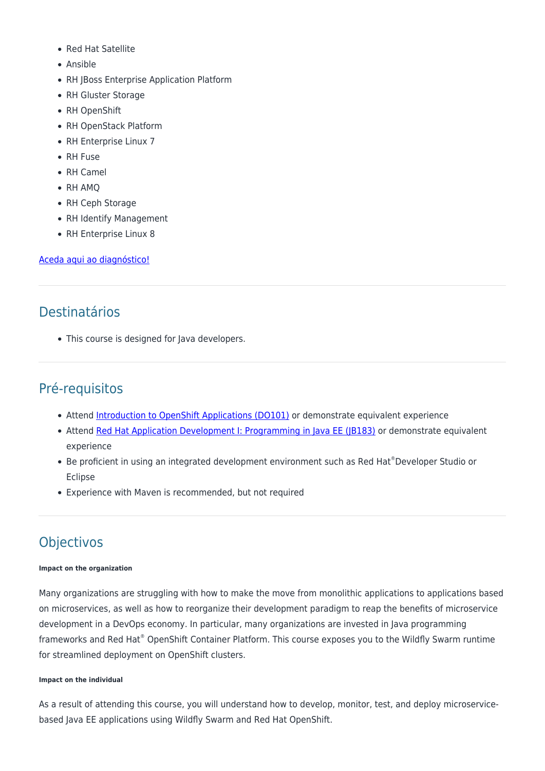- Red Hat Satellite
- Ansible
- RH JBoss Enterprise Application Platform
- RH Gluster Storage
- RH OpenShift
- RH OpenStack Platform
- RH Enterprise Linux 7
- RH Fuse
- RH Camel
- RH AMQ
- RH Ceph Storage
- RH Identify Management
- RH Enterprise Linux 8

Aceda aqui ao diagnóstico!

## Destinatários

- This course is designed for Java developers.

## Pré-requisitos

- Attend Introduction to OpenShift Applications (DO101) or demonstrate equivalent experience
- Attend Red Hat Application Development I: Programming in Java EE (JB183) or demonstrate equivalent experience
- Be proficient in using an integrated development environment such as Red Hat® Developer Studio or Eclipse
- Experience with Maven is recommended, but not required

## Objectivos

##### Impact on the organization

Many organizations are struggling with how to make the move from monolithic applications to applications based on microservices, as well as how to reorganize their development paradigm to reap the benefits of microservice development in a DevOps economy. In particular, many organizations are invested in Java programming frameworks and Red Hat® OpenShift Container Platform. This course exposes you to the Wildfly Swarm runtime for streamlined deployment on OpenShift clusters.

##### Impact on the individual

As a result of attending this course, you will understand how to develop, monitor, test, and deploy microservice-based Java EE applications using Wildfly Swarm and Red Hat OpenShift.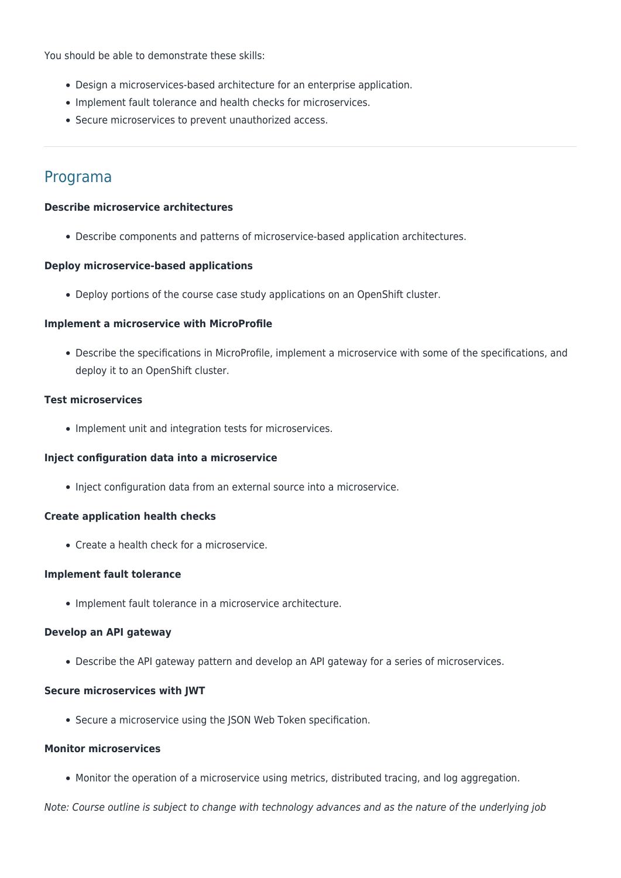You should be able to demonstrate these skills:

- Design a microservices-based architecture for an enterprise application.
- Implement fault tolerance and health checks for microservices.
- Secure microservices to prevent unauthorized access.

---

## Programa

**Describe microservice architectures**

- Describe components and patterns of microservice-based application architectures.

**Deploy microservice-based applications**

- Deploy portions of the course case study applications on an OpenShift cluster.

**Implement a microservice with MicroProfile**

- Describe the specifications in MicroProfile, implement a microservice with some of the specifications, and deploy it to an OpenShift cluster.

**Test microservices**

- Implement unit and integration tests for microservices.

**Inject configuration data into a microservice**

- Inject configuration data from an external source into a microservice.

**Create application health checks**

- Create a health check for a microservice.

**Implement fault tolerance**

- Implement fault tolerance in a microservice architecture.

**Develop an API gateway**

- Describe the API gateway pattern and develop an API gateway for a series of microservices.

**Secure microservices with JWT**

- Secure a microservice using the JSON Web Token specification.

**Monitor microservices**

- Monitor the operation of a microservice using metrics, distributed tracing, and log aggregation.

*Note: Course outline is subject to change with technology advances and as the nature of the underlying job*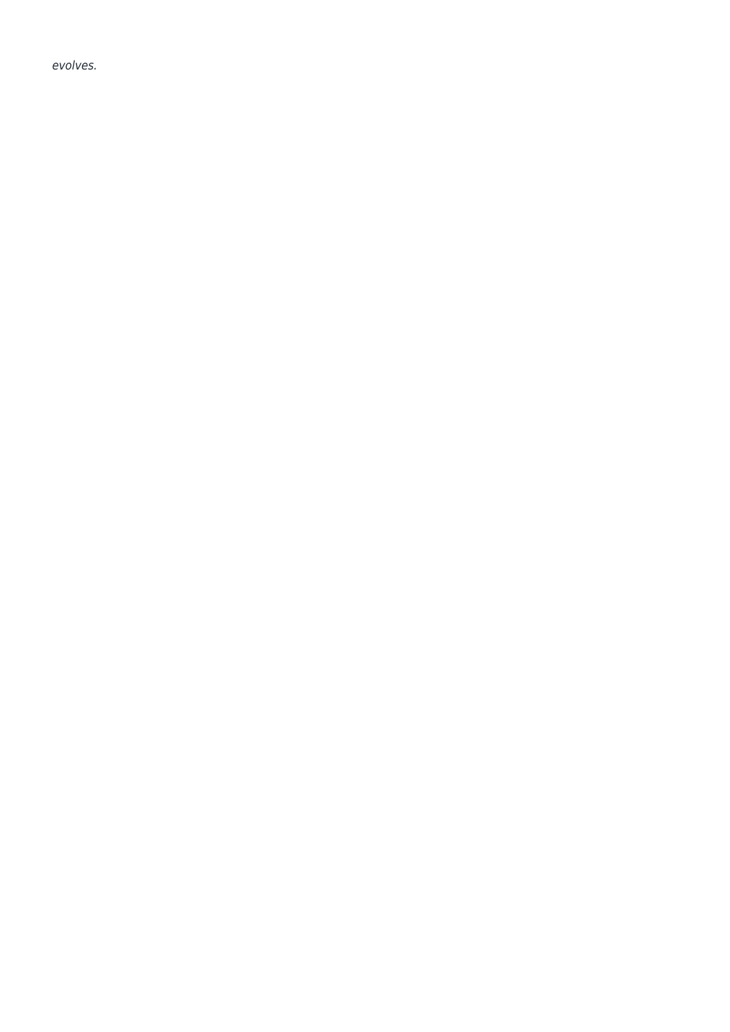*evolves.*